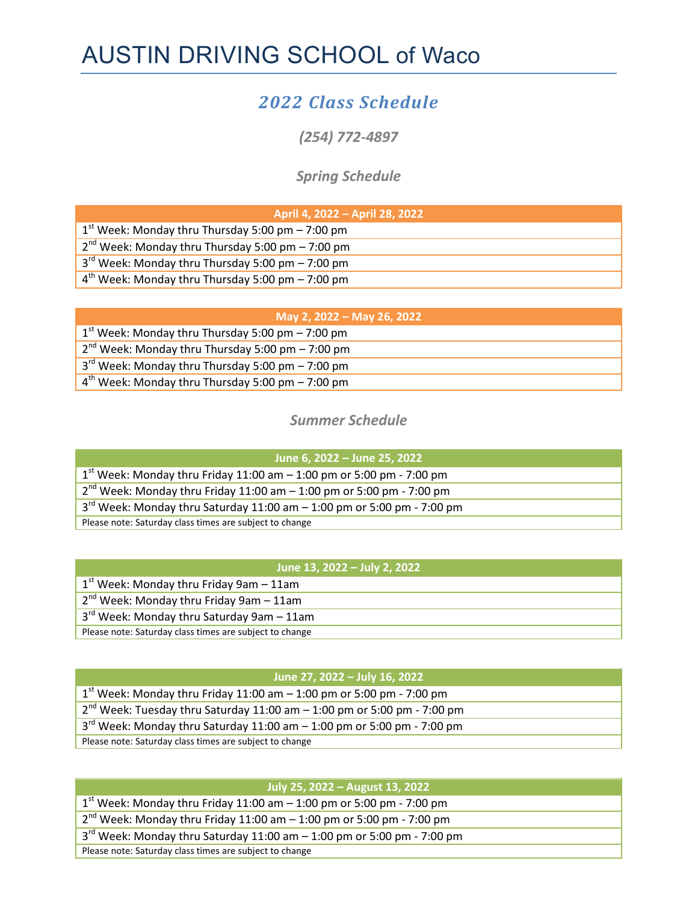# AUSTIN DRIVING SCHOOL of Waco

## *2022 Class Schedule*

***(254) 772-4897***

### *Spring Schedule*

| April 4, 2022 – April 28, 2022 |
|---|
| 1st Week: Monday thru Thursday 5:00 pm – 7:00 pm |
| 2nd Week: Monday thru Thursday 5:00 pm – 7:00 pm |
| 3rd Week: Monday thru Thursday 5:00 pm – 7:00 pm |
| 4th Week: Monday thru Thursday 5:00 pm – 7:00 pm |

| May 2, 2022 – May 26, 2022 |
|---|
| 1st Week: Monday thru Thursday 5:00 pm – 7:00 pm |
| 2nd Week: Monday thru Thursday 5:00 pm – 7:00 pm |
| 3rd Week: Monday thru Thursday 5:00 pm – 7:00 pm |
| 4th Week: Monday thru Thursday 5:00 pm – 7:00 pm |

### *Summer Schedule*

| June 6, 2022 – June 25, 2022 |
|---|
| 1st Week: Monday thru Friday 11:00 am – 1:00 pm or 5:00 pm - 7:00 pm |
| 2nd Week: Monday thru Friday 11:00 am – 1:00 pm or 5:00 pm - 7:00 pm |
| 3rd Week: Monday thru Saturday 11:00 am – 1:00 pm or 5:00 pm - 7:00 pm |
| Please note: Saturday class times are subject to change |

| June 13, 2022 – July 2, 2022 |
|---|
| 1st Week: Monday thru Friday 9am – 11am |
| 2nd Week: Monday thru Friday 9am – 11am |
| 3rd Week: Monday thru Saturday 9am – 11am |
| Please note: Saturday class times are subject to change |

| June 27, 2022 – July 16, 2022 |
|---|
| 1st Week: Monday thru Friday 11:00 am – 1:00 pm or 5:00 pm - 7:00 pm |
| 2nd Week: Tuesday thru Saturday 11:00 am – 1:00 pm or 5:00 pm - 7:00 pm |
| 3rd Week: Monday thru Saturday 11:00 am – 1:00 pm or 5:00 pm - 7:00 pm |
| Please note: Saturday class times are subject to change |

| July 25, 2022 – August 13, 2022 |
|---|
| 1st Week: Monday thru Friday 11:00 am – 1:00 pm or 5:00 pm - 7:00 pm |
| 2nd Week: Monday thru Friday 11:00 am – 1:00 pm or 5:00 pm - 7:00 pm |
| 3rd Week: Monday thru Saturday 11:00 am – 1:00 pm or 5:00 pm - 7:00 pm |
| Please note: Saturday class times are subject to change |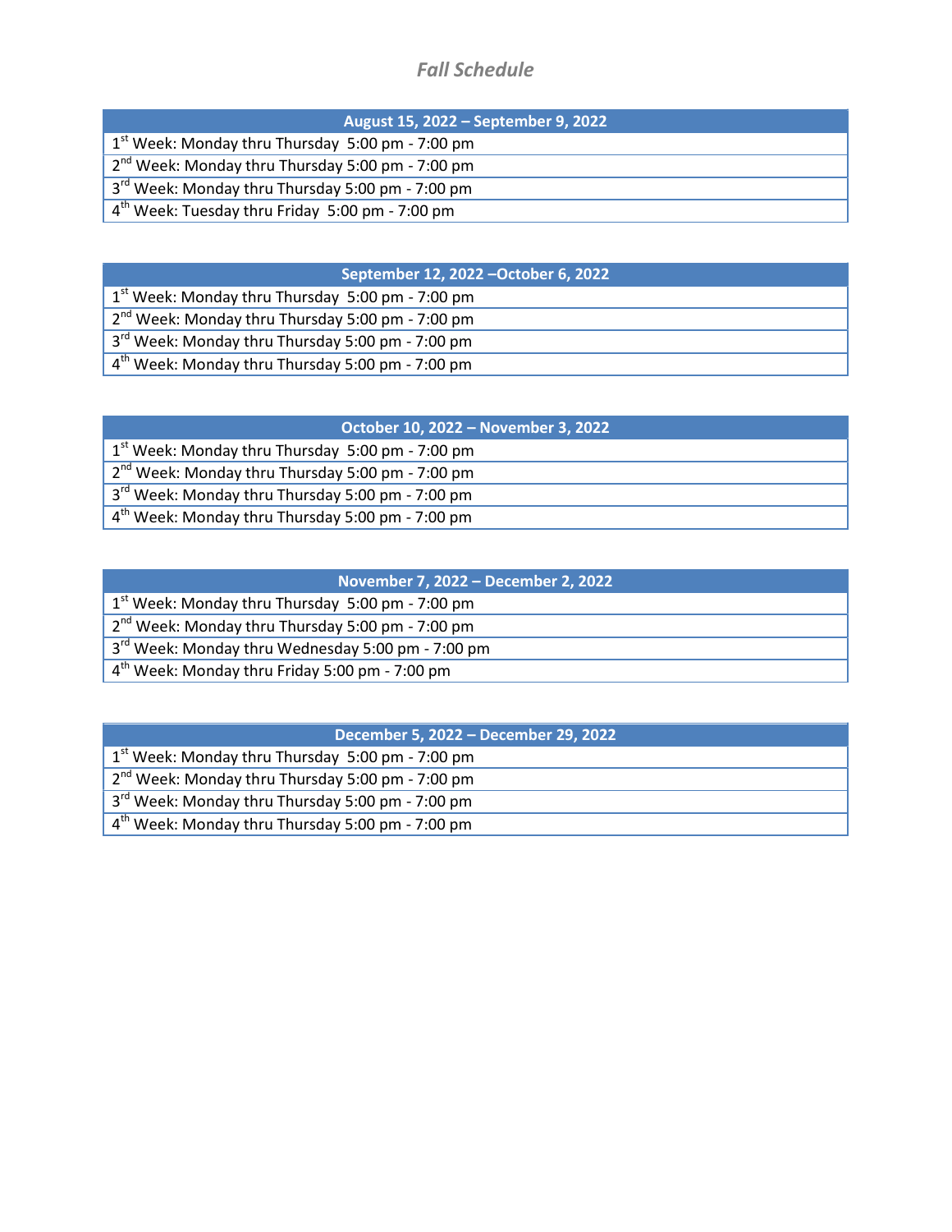## *Fall Schedule*

| August 15, 2022 – September 9, 2022 |
|---|
| 1st Week: Monday thru Thursday 5:00 pm - 7:00 pm |
| 2nd Week: Monday thru Thursday 5:00 pm - 7:00 pm |
| 3rd Week: Monday thru Thursday 5:00 pm - 7:00 pm |
| 4th Week: Tuesday thru Friday 5:00 pm - 7:00 pm |

| September 12, 2022 –October 6, 2022 |
|---|
| 1st Week: Monday thru Thursday 5:00 pm - 7:00 pm |
| 2nd Week: Monday thru Thursday 5:00 pm - 7:00 pm |
| 3rd Week: Monday thru Thursday 5:00 pm - 7:00 pm |
| 4th Week: Monday thru Thursday 5:00 pm - 7:00 pm |

| October 10, 2022 – November 3, 2022 |
|---|
| 1st Week: Monday thru Thursday 5:00 pm - 7:00 pm |
| 2nd Week: Monday thru Thursday 5:00 pm - 7:00 pm |
| 3rd Week: Monday thru Thursday 5:00 pm - 7:00 pm |
| 4th Week: Monday thru Thursday 5:00 pm - 7:00 pm |

| November 7, 2022 – December 2, 2022 |
|---|
| 1st Week: Monday thru Thursday 5:00 pm - 7:00 pm |
| 2nd Week: Monday thru Thursday 5:00 pm - 7:00 pm |
| 3rd Week: Monday thru Wednesday 5:00 pm - 7:00 pm |
| 4th Week: Monday thru Friday 5:00 pm - 7:00 pm |

| December 5, 2022 – December 29, 2022 |
|---|
| 1st Week: Monday thru Thursday 5:00 pm - 7:00 pm |
| 2nd Week: Monday thru Thursday 5:00 pm - 7:00 pm |
| 3rd Week: Monday thru Thursday 5:00 pm - 7:00 pm |
| 4th Week: Monday thru Thursday 5:00 pm - 7:00 pm |